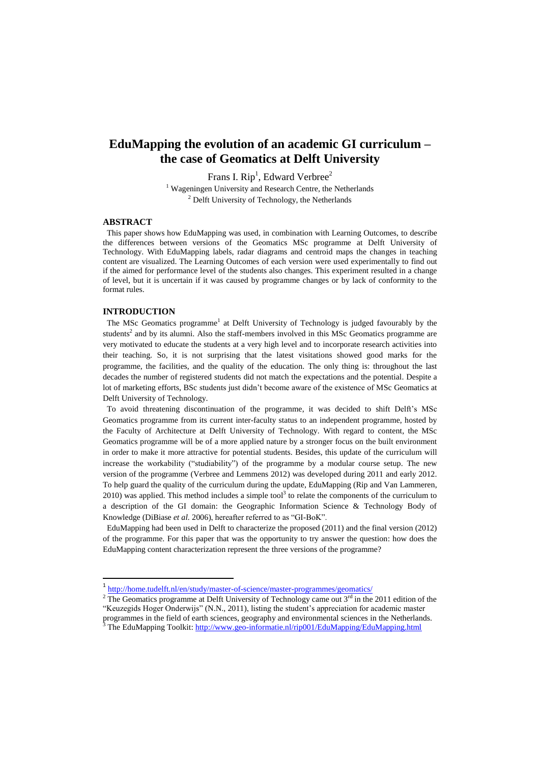# EduMapping the evolution of an academic GI curriculum – the case of Geomatics at Delft University

Frans I. Rip[1], Edward Verbree[2]

[1] Wageningen University and Research Centre, the Netherlands

[2] Delft University of Technology, the Netherlands

## ABSTRACT

This paper shows how EduMapping was used, in combination with Learning Outcomes, to describe the differences between versions of the Geomatics MSc programme at Delft University of Technology. With EduMapping labels, radar diagrams and centroid maps the changes in teaching content are visualized. The Learning Outcomes of each version were used experimentally to find out if the aimed for performance level of the students also changes. This experiment resulted in a change of level, but it is uncertain if it was caused by programme changes or by lack of conformity to the format rules.

## INTRODUCTION

The MSc Geomatics programme[1] at Delft University of Technology is judged favourably by the students[2] and by its alumni. Also the staff-members involved in this MSc Geomatics programme are very motivated to educate the students at a very high level and to incorporate research activities into their teaching. So, it is not surprising that the latest visitations showed good marks for the programme, the facilities, and the quality of the education. The only thing is: throughout the last decades the number of registered students did not match the expectations and the potential. Despite a lot of marketing efforts, BSc students just didn't become aware of the existence of MSc Geomatics at Delft University of Technology.

To avoid threatening discontinuation of the programme, it was decided to shift Delft's MSc Geomatics programme from its current inter-faculty status to an independent programme, hosted by the Faculty of Architecture at Delft University of Technology. With regard to content, the MSc Geomatics programme will be of a more applied nature by a stronger focus on the built environment in order to make it more attractive for potential students. Besides, this update of the curriculum will increase the workability ("studiability") of the programme by a modular course setup. The new version of the programme (Verbree and Lemmens 2012) was developed during 2011 and early 2012. To help guard the quality of the curriculum during the update, EduMapping (Rip and Van Lammeren, 2010) was applied. This method includes a simple tool[3] to relate the components of the curriculum to a description of the GI domain: the Geographic Information Science & Technology Body of Knowledge (DiBiase *et al.* 2006), hereafter referred to as "GI-BoK".

EduMapping had been used in Delft to characterize the proposed (2011) and the final version (2012) of the programme. For this paper that was the opportunity to try answer the question: how does the EduMapping content characterization represent the three versions of the programme?

---

[1] http://home.tudelft.nl/en/study/master-of-science/master-programmes/geomatics/

[2] The Geomatics programme at Delft University of Technology came out 3rd in the 2011 edition of the "Keuzegids Hoger Onderwijs" (N.N., 2011), listing the student's appreciation for academic master programmes in the field of earth sciences, geography and environmental sciences in the Netherlands.

[3] The EduMapping Toolkit: http://www.geo-informatie.nl/rip001/EduMapping/EduMapping.html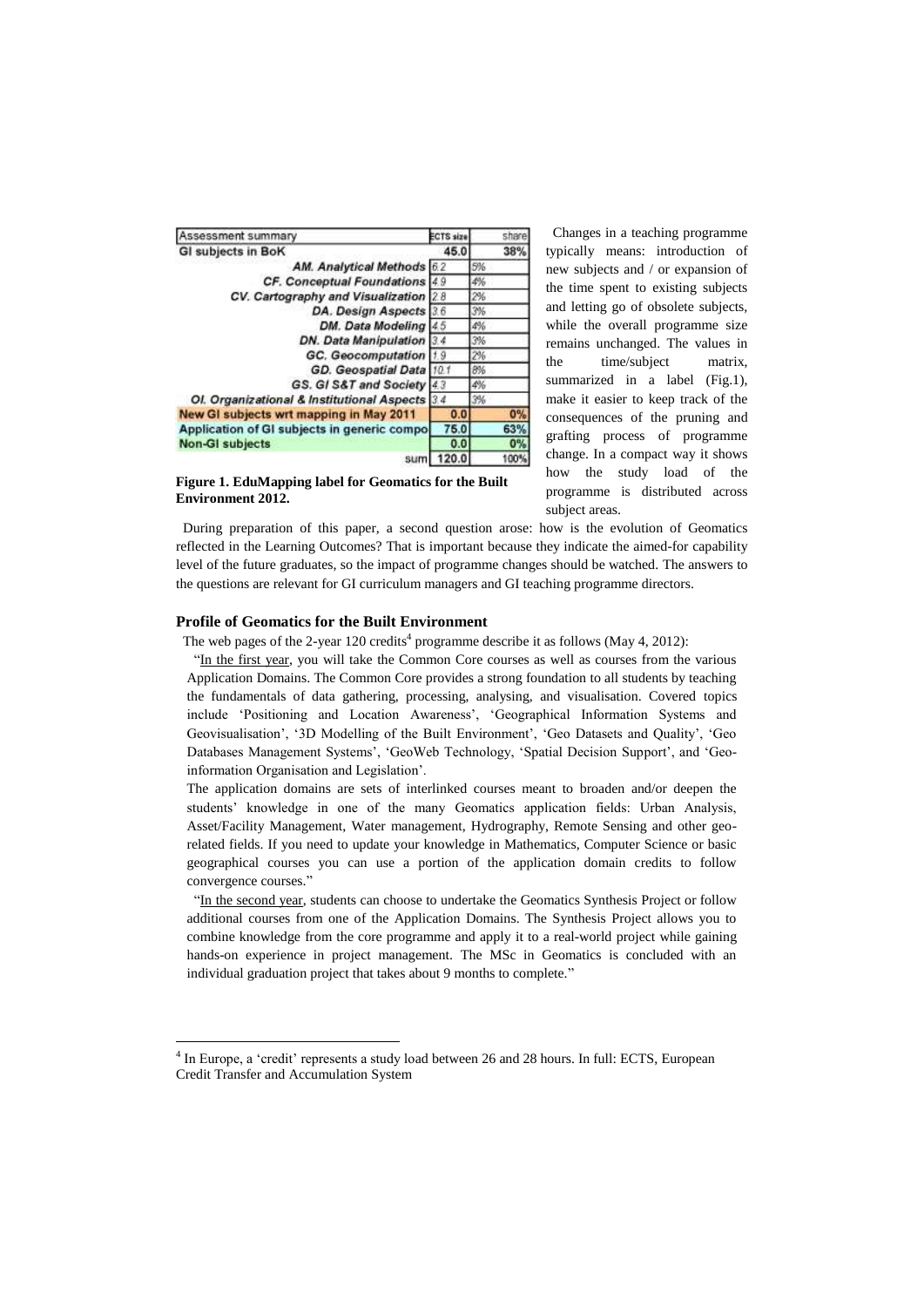| Assessment summary | ECTS size | share |
| --- | --- | --- |
| **GI subjects in BoK** | **45.0** | **38%** |
| ***AM. Analytical Methods*** | 6.2 | 5% |
| ***CF. Conceptual Foundations*** | 4.9 | 4% |
| ***CV. Cartography and Visualization*** | 2.8 | 2% |
| ***DA. Design Aspects*** | 3.6 | 3% |
| ***DM. Data Modeling*** | 4.5 | 4% |
| ***DN. Data Manipulation*** | 3.4 | 3% |
| ***GC. Geocomputation*** | 1.9 | 2% |
| ***GD. Geospatial Data*** | 10.1 | 8% |
| ***GS. GI S&T and Society*** | 4.3 | 4% |
| ***OI. Organizational & Institutional Aspects*** | 3.4 | 3% |
| **New GI subjects wrt mapping in May 2011** | **0.0** | **0%** |
| **Application of GI subjects in generic compo** | **75.0** | **63%** |
| **Non-GI subjects** | **0.0** | **0%** |
| sum | **120.0** | 100% |

**Figure 1. EduMapping label for Geomatics for the Built Environment 2012.**

Changes in a teaching programme typically means: introduction of new subjects and / or expansion of the time spent to existing subjects and letting go of obsolete subjects, while the overall programme size remains unchanged. The values in the time/subject matrix, summarized in a label (Fig.1), make it easier to keep track of the consequences of the pruning and grafting process of programme change. In a compact way it shows how the study load of the programme is distributed across subject areas.

During preparation of this paper, a second question arose: how is the evolution of Geomatics reflected in the Learning Outcomes? That is important because they indicate the aimed-for capability level of the future graduates, so the impact of programme changes should be watched. The answers to the questions are relevant for GI curriculum managers and GI teaching programme directors.

### Profile of Geomatics for the Built Environment

The web pages of the 2-year 120 credits[4] programme describe it as follows (May 4, 2012):

"In the first year, you will take the Common Core courses as well as courses from the various Application Domains. The Common Core provides a strong foundation to all students by teaching the fundamentals of data gathering, processing, analysing, and visualisation. Covered topics include 'Positioning and Location Awareness', 'Geographical Information Systems and Geovisualisation', '3D Modelling of the Built Environment', 'Geo Datasets and Quality', 'Geo Databases Management Systems', 'GeoWeb Technology, 'Spatial Decision Support', and 'Geo-information Organisation and Legislation'.

The application domains are sets of interlinked courses meant to broaden and/or deepen the students' knowledge in one of the many Geomatics application fields: Urban Analysis, Asset/Facility Management, Water management, Hydrography, Remote Sensing and other geo-related fields. If you need to update your knowledge in Mathematics, Computer Science or basic geographical courses you can use a portion of the application domain credits to follow convergence courses."

"In the second year, students can choose to undertake the Geomatics Synthesis Project or follow additional courses from one of the Application Domains. The Synthesis Project allows you to combine knowledge from the core programme and apply it to a real-world project while gaining hands-on experience in project management. The MSc in Geomatics is concluded with an individual graduation project that takes about 9 months to complete."

---

[4] In Europe, a 'credit' represents a study load between 26 and 28 hours. In full: ECTS, European Credit Transfer and Accumulation System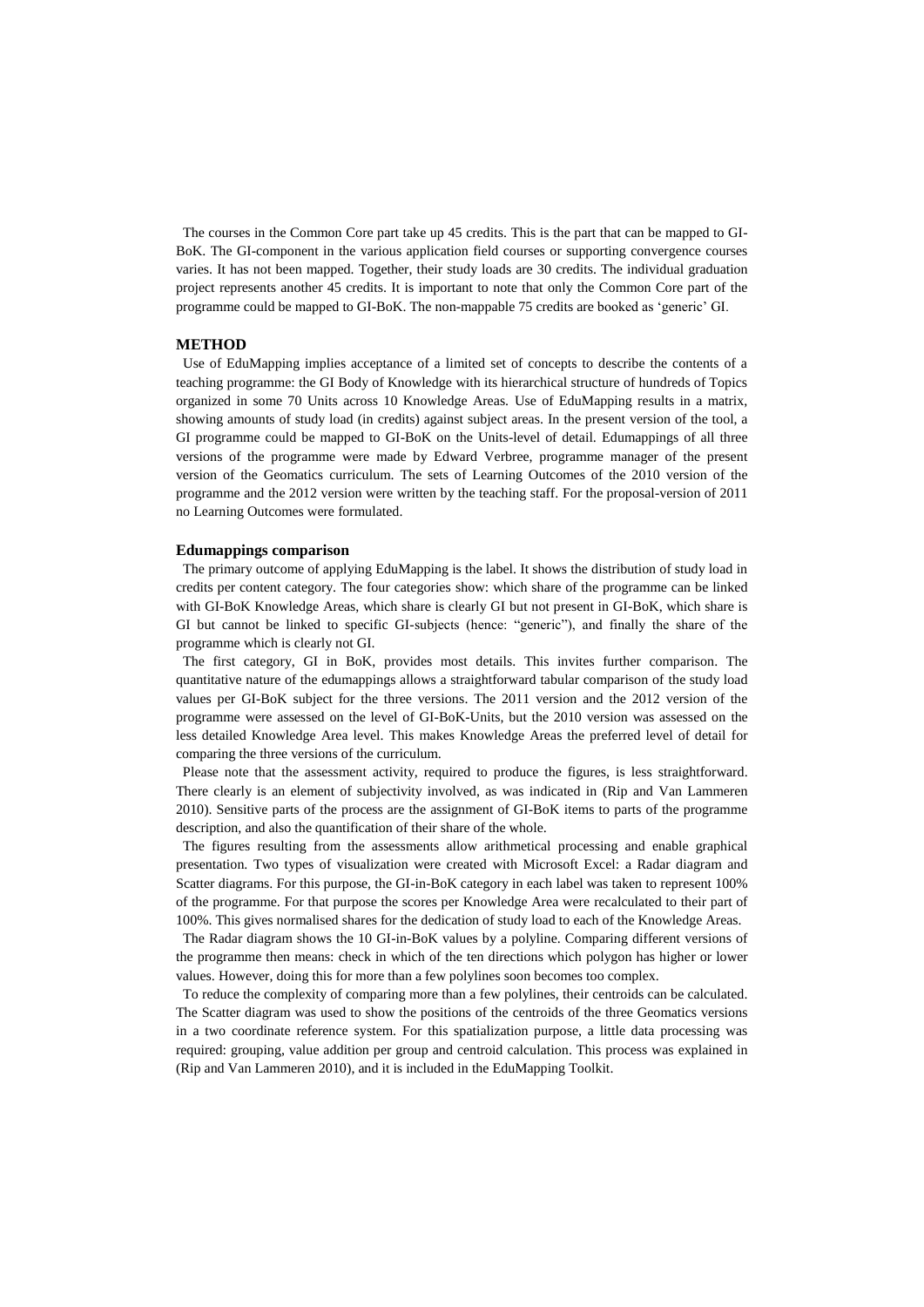The courses in the Common Core part take up 45 credits. This is the part that can be mapped to GI-BoK. The GI-component in the various application field courses or supporting convergence courses varies. It has not been mapped. Together, their study loads are 30 credits. The individual graduation project represents another 45 credits. It is important to note that only the Common Core part of the programme could be mapped to GI-BoK. The non-mappable 75 credits are booked as 'generic' GI.

## METHOD

Use of EduMapping implies acceptance of a limited set of concepts to describe the contents of a teaching programme: the GI Body of Knowledge with its hierarchical structure of hundreds of Topics organized in some 70 Units across 10 Knowledge Areas. Use of EduMapping results in a matrix, showing amounts of study load (in credits) against subject areas. In the present version of the tool, a GI programme could be mapped to GI-BoK on the Units-level of detail. Edumappings of all three versions of the programme were made by Edward Verbree, programme manager of the present version of the Geomatics curriculum. The sets of Learning Outcomes of the 2010 version of the programme and the 2012 version were written by the teaching staff. For the proposal-version of 2011 no Learning Outcomes were formulated.

### Edumappings comparison

The primary outcome of applying EduMapping is the label. It shows the distribution of study load in credits per content category. The four categories show: which share of the programme can be linked with GI-BoK Knowledge Areas, which share is clearly GI but not present in GI-BoK, which share is GI but cannot be linked to specific GI-subjects (hence: "generic"), and finally the share of the programme which is clearly not GI.

The first category, GI in BoK, provides most details. This invites further comparison. The quantitative nature of the edumappings allows a straightforward tabular comparison of the study load values per GI-BoK subject for the three versions. The 2011 version and the 2012 version of the programme were assessed on the level of GI-BoK-Units, but the 2010 version was assessed on the less detailed Knowledge Area level. This makes Knowledge Areas the preferred level of detail for comparing the three versions of the curriculum.

Please note that the assessment activity, required to produce the figures, is less straightforward. There clearly is an element of subjectivity involved, as was indicated in (Rip and Van Lammeren 2010). Sensitive parts of the process are the assignment of GI-BoK items to parts of the programme description, and also the quantification of their share of the whole.

The figures resulting from the assessments allow arithmetical processing and enable graphical presentation. Two types of visualization were created with Microsoft Excel: a Radar diagram and Scatter diagrams. For this purpose, the GI-in-BoK category in each label was taken to represent 100% of the programme. For that purpose the scores per Knowledge Area were recalculated to their part of 100%. This gives normalised shares for the dedication of study load to each of the Knowledge Areas.

The Radar diagram shows the 10 GI-in-BoK values by a polyline. Comparing different versions of the programme then means: check in which of the ten directions which polygon has higher or lower values. However, doing this for more than a few polylines soon becomes too complex.

To reduce the complexity of comparing more than a few polylines, their centroids can be calculated. The Scatter diagram was used to show the positions of the centroids of the three Geomatics versions in a two coordinate reference system. For this spatialization purpose, a little data processing was required: grouping, value addition per group and centroid calculation. This process was explained in (Rip and Van Lammeren 2010), and it is included in the EduMapping Toolkit.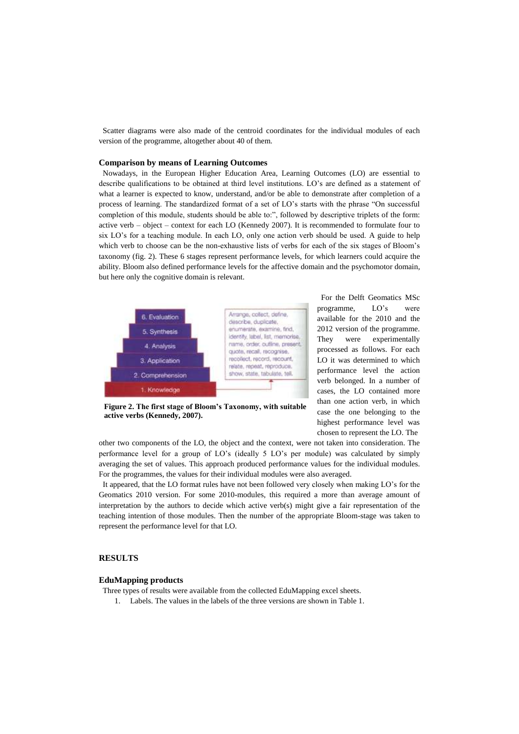Scatter diagrams were also made of the centroid coordinates for the individual modules of each version of the programme, altogether about 40 of them.

### Comparison by means of Learning Outcomes

Nowadays, in the European Higher Education Area, Learning Outcomes (LO) are essential to describe qualifications to be obtained at third level institutions. LO's are defined as a statement of what a learner is expected to know, understand, and/or be able to demonstrate after completion of a process of learning. The standardized format of a set of LO's starts with the phrase "On successful completion of this module, students should be able to:", followed by descriptive triplets of the form: active verb – object – context for each LO (Kennedy 2007). It is recommended to formulate four to six LO's for a teaching module. In each LO, only one action verb should be used. A guide to help which verb to choose can be the non-exhaustive lists of verbs for each of the six stages of Bloom's taxonomy (fig. 2). These 6 stages represent performance levels, for which learners could acquire the ability. Bloom also defined performance levels for the affective domain and the psychomotor domain, but here only the cognitive domain is relevant.

**Figure 2. The first stage of Bloom's Taxonomy, with suitable active verbs (Kennedy, 2007).**

For the Delft Geomatics MSc programme, LO's were available for the 2010 and the 2012 version of the programme. They were experimentally processed as follows. For each LO it was determined to which performance level the action verb belonged. In a number of cases, the LO contained more than one action verb, in which case the one belonging to the highest performance level was chosen to represent the LO. The other two components of the LO, the object and the context, were not taken into consideration. The performance level for a group of LO's (ideally 5 LO's per module) was calculated by simply averaging the set of values. This approach produced performance values for the individual modules. For the programmes, the values for their individual modules were also averaged.

It appeared, that the LO format rules have not been followed very closely when making LO's for the Geomatics 2010 version. For some 2010-modules, this required a more than average amount of interpretation by the authors to decide which active verb(s) might give a fair representation of the teaching intention of those modules. Then the number of the appropriate Bloom-stage was taken to represent the performance level for that LO.

## RESULTS

### EduMapping products

Three types of results were available from the collected EduMapping excel sheets.

1. Labels. The values in the labels of the three versions are shown in Table 1.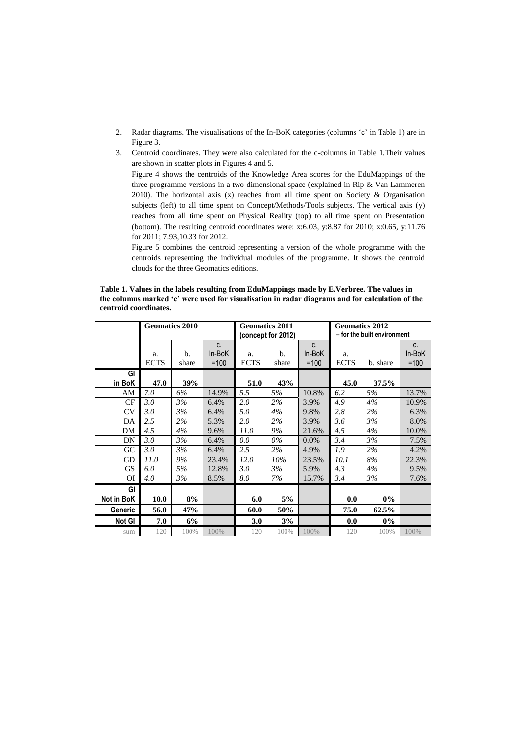2. Radar diagrams. The visualisations of the In-BoK categories (columns 'c' in Table 1) are in Figure 3.
3. Centroid coordinates. They were also calculated for the c-columns in Table 1.Their values are shown in scatter plots in Figures 4 and 5.

   Figure 4 shows the centroids of the Knowledge Area scores for the EduMappings of the three programme versions in a two-dimensional space (explained in Rip & Van Lammeren 2010). The horizontal axis (x) reaches from all time spent on Society & Organisation subjects (left) to all time spent on Concept/Methods/Tools subjects. The vertical axis (y) reaches from all time spent on Physical Reality (top) to all time spent on Presentation (bottom). The resulting centroid coordinates were: x:6.03, y:8.87 for 2010; x:0.65, y:11.76 for 2011; 7.93,10.33 for 2012.

   Figure 5 combines the centroid representing a version of the whole programme with the centroids representing the individual modules of the programme. It shows the centroid clouds for the three Geomatics editions.

**Table 1. Values in the labels resulting from EduMappings made by E.Verbree. The values in the columns marked 'c' were used for visualisation in radar diagrams and for calculation of the centroid coordinates.**

| | Geomatics 2010 | | | Geomatics 2011 (concept for 2012) | | | Geomatics 2012 – for the built environment | | |
|---|---|---|---|---|---|---|---|---|---|
| | a. ECTS | b. share | c. In-BoK =100 | a. ECTS | b. share | c. In-BoK =100 | a. ECTS | b. share | c. In-BoK =100 |
| **GI in BoK** | **47.0** | **39%** | | **51.0** | **43%** | | **45.0** | **37.5%** | |
| AM | *7.0* | *6%* | 14.9% | *5.5* | *5%* | 10.8% | *6.2* | *5%* | 13.7% |
| CF | *3.0* | *3%* | 6.4% | *2.0* | *2%* | 3.9% | *4.9* | *4%* | 10.9% |
| CV | *3.0* | *3%* | 6.4% | *5.0* | *4%* | 9.8% | *2.8* | *2%* | 6.3% |
| DA | *2.5* | *2%* | 5.3% | *2.0* | *2%* | 3.9% | *3.6* | *3%* | 8.0% |
| DM | *4.5* | *4%* | 9.6% | *11.0* | *9%* | 21.6% | *4.5* | *4%* | 10.0% |
| DN | *3.0* | *3%* | 6.4% | *0.0* | *0%* | 0.0% | *3.4* | *3%* | 7.5% |
| GC | *3.0* | *3%* | 6.4% | *2.5* | *2%* | 4.9% | *1.9* | *2%* | 4.2% |
| GD | *11.0* | *9%* | 23.4% | *12.0* | *10%* | 23.5% | *10.1* | *8%* | 22.3% |
| GS | *6.0* | *5%* | 12.8% | *3.0* | *3%* | 5.9% | *4.3* | *4%* | 9.5% |
| OI | *4.0* | *3%* | 8.5% | *8.0* | *7%* | 15.7% | *3.4* | *3%* | 7.6% |
| **GI Not in BoK** | **10.0** | **8%** | | **6.0** | **5%** | | **0.0** | **0%** | |
| **Generic** | **56.0** | **47%** | | **60.0** | **50%** | | **75.0** | **62.5%** | |
| **Not GI** | **7.0** | **6%** | | **3.0** | **3%** | | **0.0** | **0%** | |
| sum | 120 | 100% | 100% | 120 | 100% | 100% | 120 | 100% | 100% |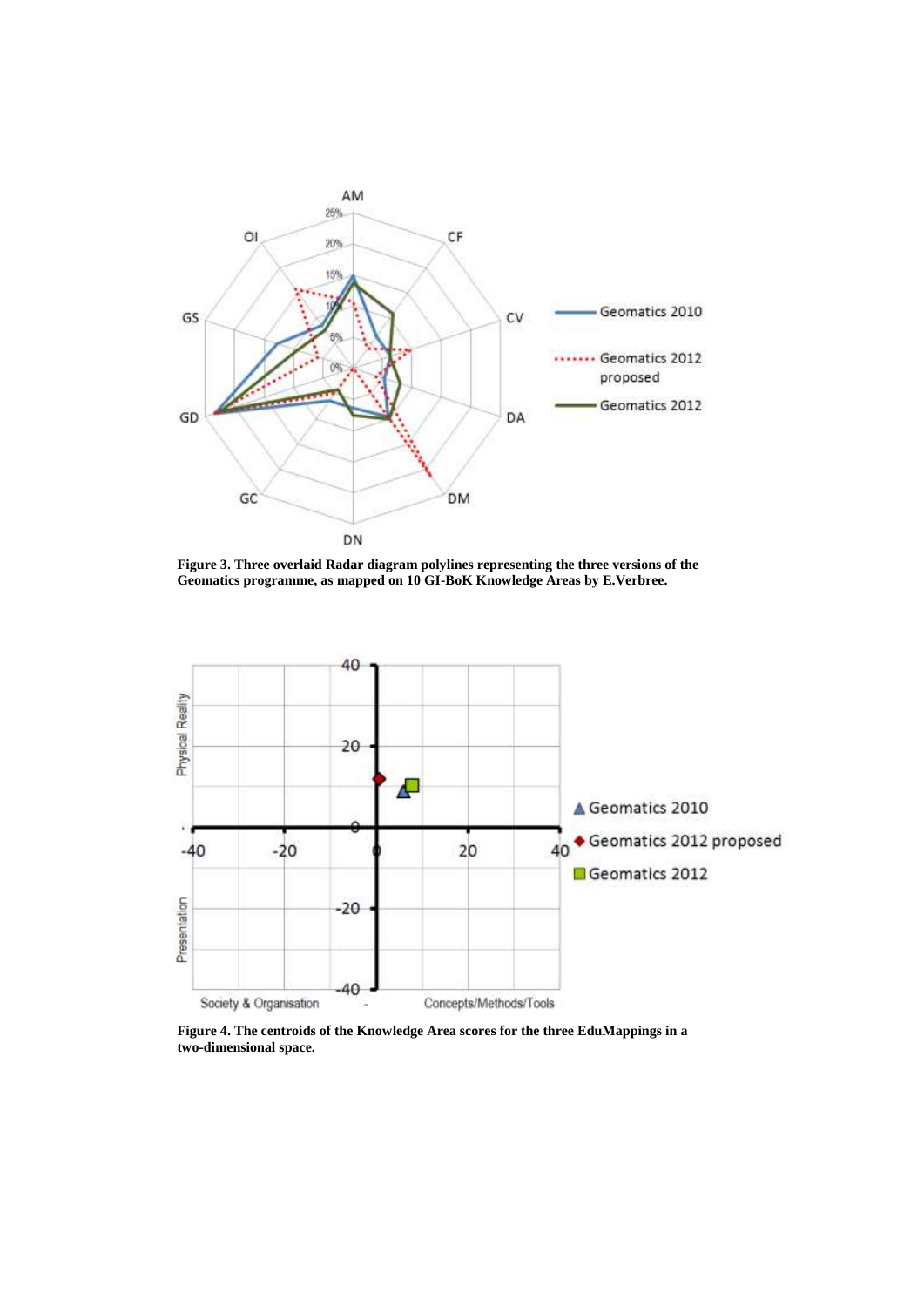**Figure 3. Three overlaid Radar diagram polylines representing the three versions of the Geomatics programme, as mapped on 10 GI-BoK Knowledge Areas by E.Verbree.**

**Figure 4. The centroids of the Knowledge Area scores for the three EduMappings in a two-dimensional space.**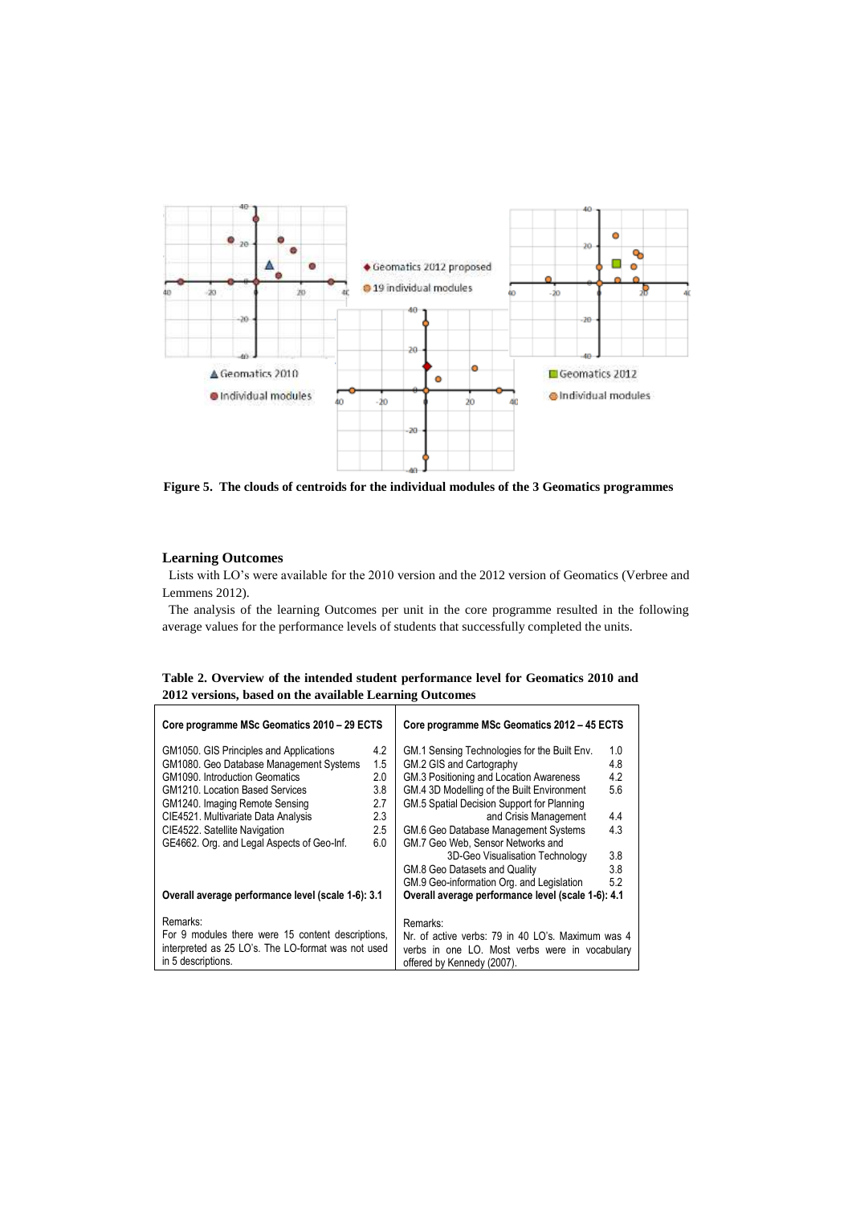**Figure 5. The clouds of centroids for the individual modules of the 3 Geomatics programmes**

## Learning Outcomes

Lists with LO's were available for the 2010 version and the 2012 version of Geomatics (Verbree and Lemmens 2012).

The analysis of the learning Outcomes per unit in the core programme resulted in the following average values for the performance levels of students that successfully completed the units.

**Table 2. Overview of the intended student performance level for Geomatics 2010 and 2012 versions, based on the available Learning Outcomes**

| Core programme MSc Geomatics 2010 – 29 ECTS | | Core programme MSc Geomatics 2012 – 45 ECTS | |
|---|---|---|---|
| GM1050. GIS Principles and Applications | 4.2 | GM.1 Sensing Technologies for the Built Env. | 1.0 |
| GM1080. Geo Database Management Systems | 1.5 | GM.2 GIS and Cartography | 4.8 |
| GM1090. Introduction Geomatics | 2.0 | GM.3 Positioning and Location Awareness | 4.2 |
| GM1210. Location Based Services | 3.8 | GM.4 3D Modelling of the Built Environment | 5.6 |
| GM1240. Imaging Remote Sensing | 2.7 | GM.5 Spatial Decision Support for Planning and Crisis Management | 4.4 |
| CIE4521. Multivariate Data Analysis | 2.3 | GM.6 Geo Database Management Systems | 4.3 |
| CIE4522. Satellite Navigation | 2.5 | GM.7 Geo Web, Sensor Networks and 3D-Geo Visualisation Technology | 3.8 |
| GE4662. Org. and Legal Aspects of Geo-Inf. | 6.0 | GM.8 Geo Datasets and Quality | 3.8 |
| | | GM.9 Geo-information Org. and Legislation | 5.2 |
| **Overall average performance level (scale 1-6): 3.1** | | **Overall average performance level (scale 1-6): 4.1** | |
| Remarks: For 9 modules there were 15 content descriptions, interpreted as 25 LO's. The LO-format was not used in 5 descriptions. | | Remarks: Nr. of active verbs: 79 in 40 LO's. Maximum was 4 verbs in one LO. Most verbs were in vocabulary offered by Kennedy (2007). | |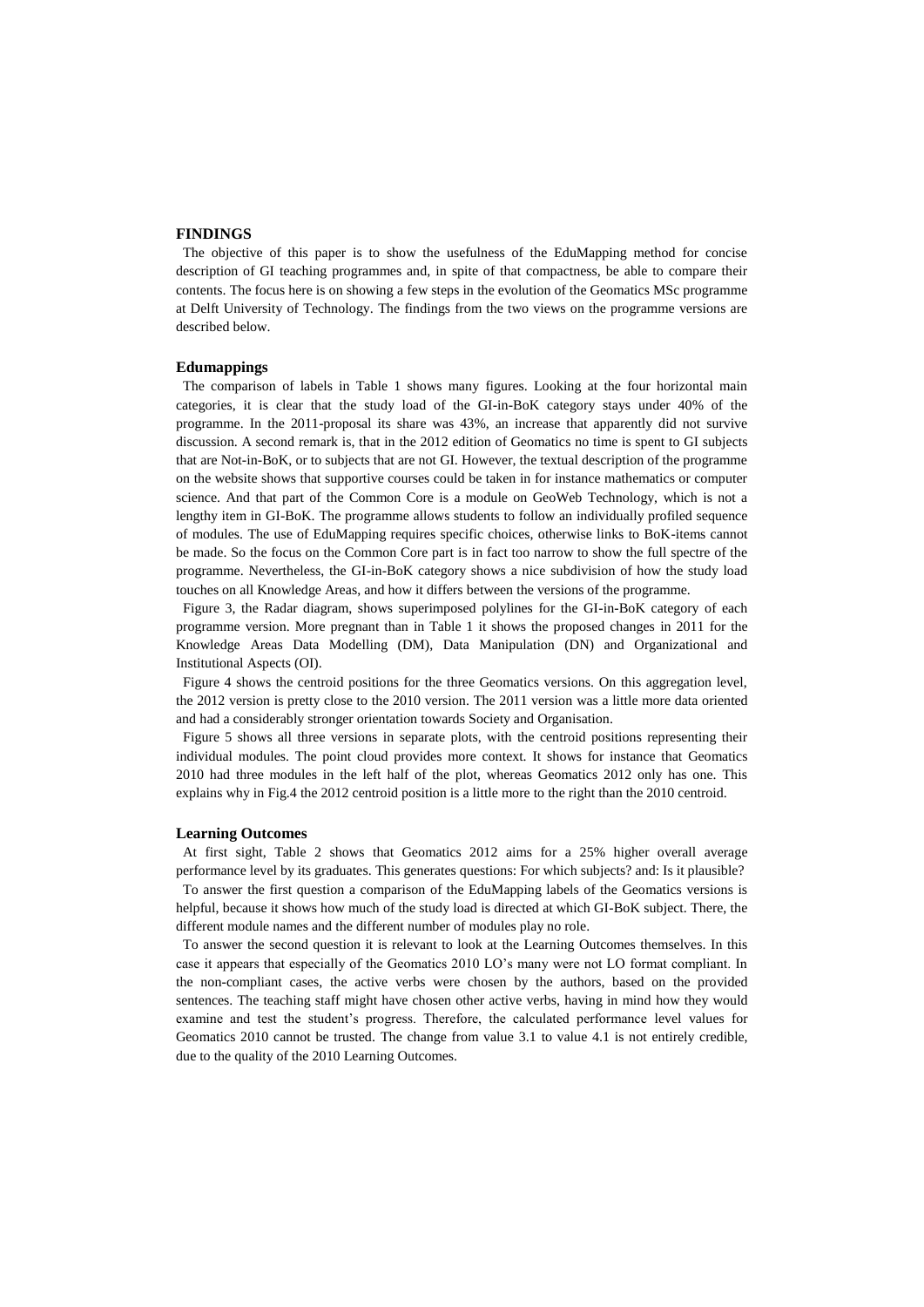## FINDINGS

The objective of this paper is to show the usefulness of the EduMapping method for concise description of GI teaching programmes and, in spite of that compactness, be able to compare their contents. The focus here is on showing a few steps in the evolution of the Geomatics MSc programme at Delft University of Technology. The findings from the two views on the programme versions are described below.

### Edumappings

The comparison of labels in Table 1 shows many figures. Looking at the four horizontal main categories, it is clear that the study load of the GI-in-BoK category stays under 40% of the programme. In the 2011-proposal its share was 43%, an increase that apparently did not survive discussion. A second remark is, that in the 2012 edition of Geomatics no time is spent to GI subjects that are Not-in-BoK, or to subjects that are not GI. However, the textual description of the programme on the website shows that supportive courses could be taken in for instance mathematics or computer science. And that part of the Common Core is a module on GeoWeb Technology, which is not a lengthy item in GI-BoK. The programme allows students to follow an individually profiled sequence of modules. The use of EduMapping requires specific choices, otherwise links to BoK-items cannot be made. So the focus on the Common Core part is in fact too narrow to show the full spectre of the programme. Nevertheless, the GI-in-BoK category shows a nice subdivision of how the study load touches on all Knowledge Areas, and how it differs between the versions of the programme.

Figure 3, the Radar diagram, shows superimposed polylines for the GI-in-BoK category of each programme version. More pregnant than in Table 1 it shows the proposed changes in 2011 for the Knowledge Areas Data Modelling (DM), Data Manipulation (DN) and Organizational and Institutional Aspects (OI).

Figure 4 shows the centroid positions for the three Geomatics versions. On this aggregation level, the 2012 version is pretty close to the 2010 version. The 2011 version was a little more data oriented and had a considerably stronger orientation towards Society and Organisation.

Figure 5 shows all three versions in separate plots, with the centroid positions representing their individual modules. The point cloud provides more context. It shows for instance that Geomatics 2010 had three modules in the left half of the plot, whereas Geomatics 2012 only has one. This explains why in Fig.4 the 2012 centroid position is a little more to the right than the 2010 centroid.

### Learning Outcomes

At first sight, Table 2 shows that Geomatics 2012 aims for a 25% higher overall average performance level by its graduates. This generates questions: For which subjects? and: Is it plausible?

To answer the first question a comparison of the EduMapping labels of the Geomatics versions is helpful, because it shows how much of the study load is directed at which GI-BoK subject. There, the different module names and the different number of modules play no role.

To answer the second question it is relevant to look at the Learning Outcomes themselves. In this case it appears that especially of the Geomatics 2010 LO's many were not LO format compliant. In the non-compliant cases, the active verbs were chosen by the authors, based on the provided sentences. The teaching staff might have chosen other active verbs, having in mind how they would examine and test the student's progress. Therefore, the calculated performance level values for Geomatics 2010 cannot be trusted. The change from value 3.1 to value 4.1 is not entirely credible, due to the quality of the 2010 Learning Outcomes.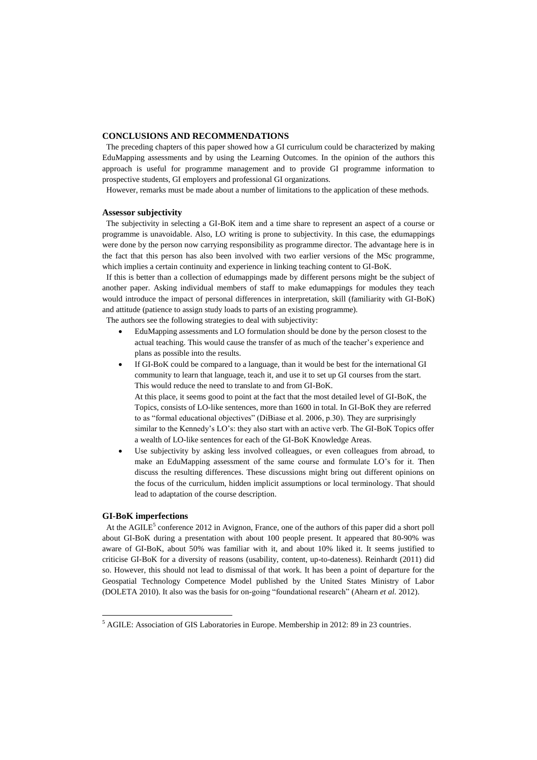## CONCLUSIONS AND RECOMMENDATIONS

The preceding chapters of this paper showed how a GI curriculum could be characterized by making EduMapping assessments and by using the Learning Outcomes. In the opinion of the authors this approach is useful for programme management and to provide GI programme information to prospective students, GI employers and professional GI organizations.

However, remarks must be made about a number of limitations to the application of these methods.

### Assessor subjectivity

The subjectivity in selecting a GI-BoK item and a time share to represent an aspect of a course or programme is unavoidable. Also, LO writing is prone to subjectivity. In this case, the edumappings were done by the person now carrying responsibility as programme director. The advantage here is in the fact that this person has also been involved with two earlier versions of the MSc programme, which implies a certain continuity and experience in linking teaching content to GI-BoK.

If this is better than a collection of edumappings made by different persons might be the subject of another paper. Asking individual members of staff to make edumappings for modules they teach would introduce the impact of personal differences in interpretation, skill (familiarity with GI-BoK) and attitude (patience to assign study loads to parts of an existing programme).

The authors see the following strategies to deal with subjectivity:

- EduMapping assessments and LO formulation should be done by the person closest to the actual teaching. This would cause the transfer of as much of the teacher's experience and plans as possible into the results.
- If GI-BoK could be compared to a language, than it would be best for the international GI community to learn that language, teach it, and use it to set up GI courses from the start. This would reduce the need to translate to and from GI-BoK.
  At this place, it seems good to point at the fact that the most detailed level of GI-BoK, the Topics, consists of LO-like sentences, more than 1600 in total. In GI-BoK they are referred to as "formal educational objectives" (DiBiase et al. 2006, p.30). They are surprisingly similar to the Kennedy's LO's: they also start with an active verb. The GI-BoK Topics offer a wealth of LO-like sentences for each of the GI-BoK Knowledge Areas.
- Use subjectivity by asking less involved colleagues, or even colleagues from abroad, to make an EduMapping assessment of the same course and formulate LO's for it. Then discuss the resulting differences. These discussions might bring out different opinions on the focus of the curriculum, hidden implicit assumptions or local terminology. That should lead to adaptation of the course description.

### GI-BoK imperfections

At the AGILE[5] conference 2012 in Avignon, France, one of the authors of this paper did a short poll about GI-BoK during a presentation with about 100 people present. It appeared that 80-90% was aware of GI-BoK, about 50% was familiar with it, and about 10% liked it. It seems justified to criticise GI-BoK for a diversity of reasons (usability, content, up-to-dateness). Reinhardt (2011) did so. However, this should not lead to dismissal of that work. It has been a point of departure for the Geospatial Technology Competence Model published by the United States Ministry of Labor (DOLETA 2010). It also was the basis for on-going "foundational research" (Ahearn *et al.* 2012).

[5] AGILE: Association of GIS Laboratories in Europe. Membership in 2012: 89 in 23 countries.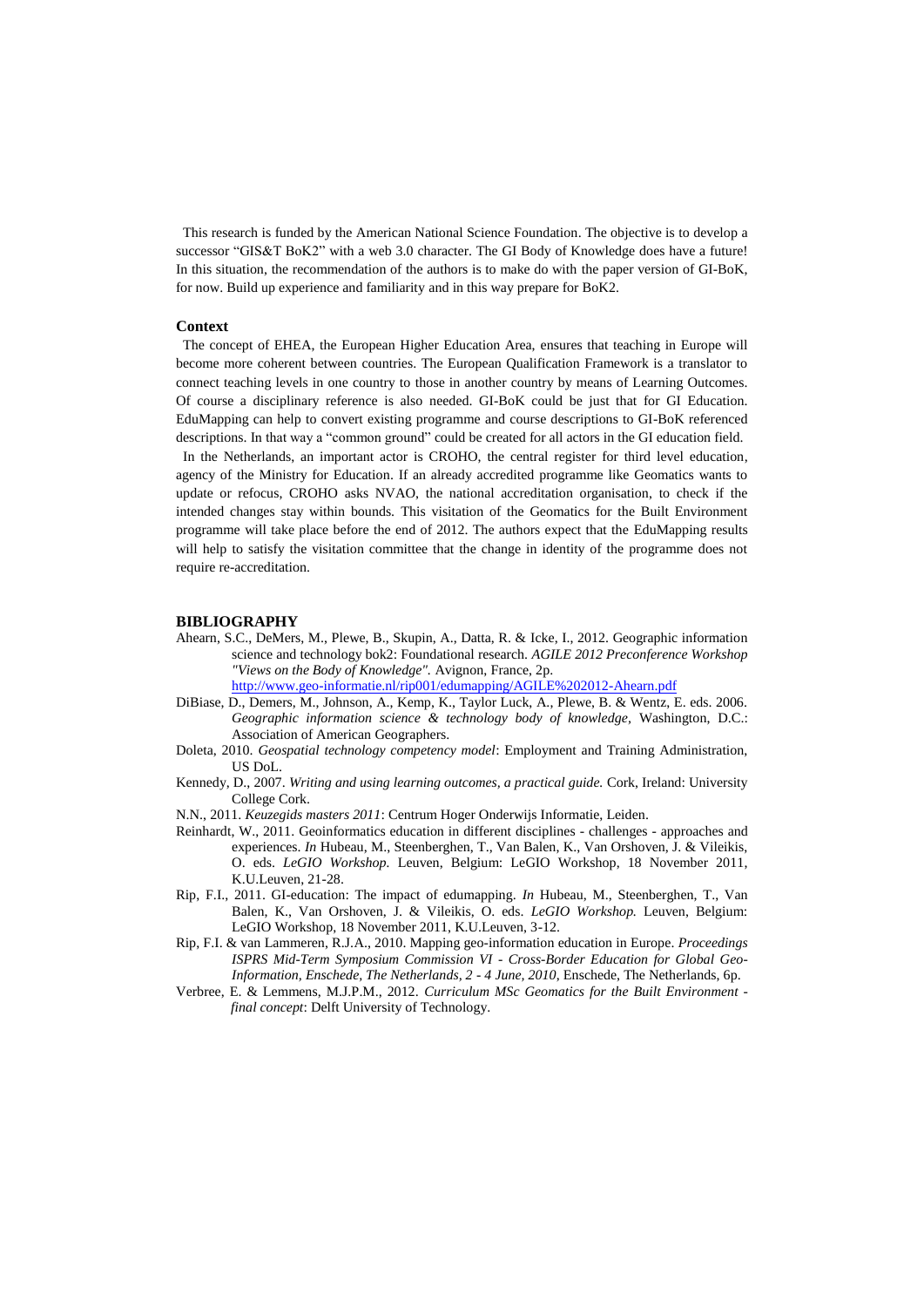This research is funded by the American National Science Foundation. The objective is to develop a successor "GIS&T BoK2" with a web 3.0 character. The GI Body of Knowledge does have a future! In this situation, the recommendation of the authors is to make do with the paper version of GI-BoK, for now. Build up experience and familiarity and in this way prepare for BoK2.

### Context

The concept of EHEA, the European Higher Education Area, ensures that teaching in Europe will become more coherent between countries. The European Qualification Framework is a translator to connect teaching levels in one country to those in another country by means of Learning Outcomes. Of course a disciplinary reference is also needed. GI-BoK could be just that for GI Education. EduMapping can help to convert existing programme and course descriptions to GI-BoK referenced descriptions. In that way a "common ground" could be created for all actors in the GI education field.

In the Netherlands, an important actor is CROHO, the central register for third level education, agency of the Ministry for Education. If an already accredited programme like Geomatics wants to update or refocus, CROHO asks NVAO, the national accreditation organisation, to check if the intended changes stay within bounds. This visitation of the Geomatics for the Built Environment programme will take place before the end of 2012. The authors expect that the EduMapping results will help to satisfy the visitation committee that the change in identity of the programme does not require re-accreditation.

## BIBLIOGRAPHY

Ahearn, S.C., DeMers, M., Plewe, B., Skupin, A., Datta, R. & Icke, I., 2012. Geographic information science and technology bok2: Foundational research. *AGILE 2012 Preconference Workshop "Views on the Body of Knowledge".* Avignon, France, 2p. http://www.geo-informatie.nl/rip001/edumapping/AGILE%202012-Ahearn.pdf

DiBiase, D., Demers, M., Johnson, A., Kemp, K., Taylor Luck, A., Plewe, B. & Wentz, E. eds. 2006. *Geographic information science & technology body of knowledge,* Washington, D.C.: Association of American Geographers.

Doleta, 2010. *Geospatial technology competency model*: Employment and Training Administration, US DoL.

Kennedy, D., 2007. *Writing and using learning outcomes, a practical guide.* Cork, Ireland: University College Cork.

N.N., 2011. *Keuzegids masters 2011*: Centrum Hoger Onderwijs Informatie, Leiden.

Reinhardt, W., 2011. Geoinformatics education in different disciplines - challenges - approaches and experiences. *In* Hubeau, M., Steenberghen, T., Van Balen, K., Van Orshoven, J. & Vileikis, O. eds. *LeGIO Workshop.* Leuven, Belgium: LeGIO Workshop, 18 November 2011, K.U.Leuven, 21-28.

Rip, F.I., 2011. GI-education: The impact of edumapping. *In* Hubeau, M., Steenberghen, T., Van Balen, K., Van Orshoven, J. & Vileikis, O. eds. *LeGIO Workshop.* Leuven, Belgium: LeGIO Workshop, 18 November 2011, K.U.Leuven, 3-12.

Rip, F.I. & van Lammeren, R.J.A., 2010. Mapping geo-information education in Europe. *Proceedings ISPRS Mid-Term Symposium Commission VI - Cross-Border Education for Global Geo-Information, Enschede, The Netherlands, 2 - 4 June, 2010,* Enschede, The Netherlands, 6p.

Verbree, E. & Lemmens, M.J.P.M., 2012. *Curriculum MSc Geomatics for the Built Environment - final concept*: Delft University of Technology.